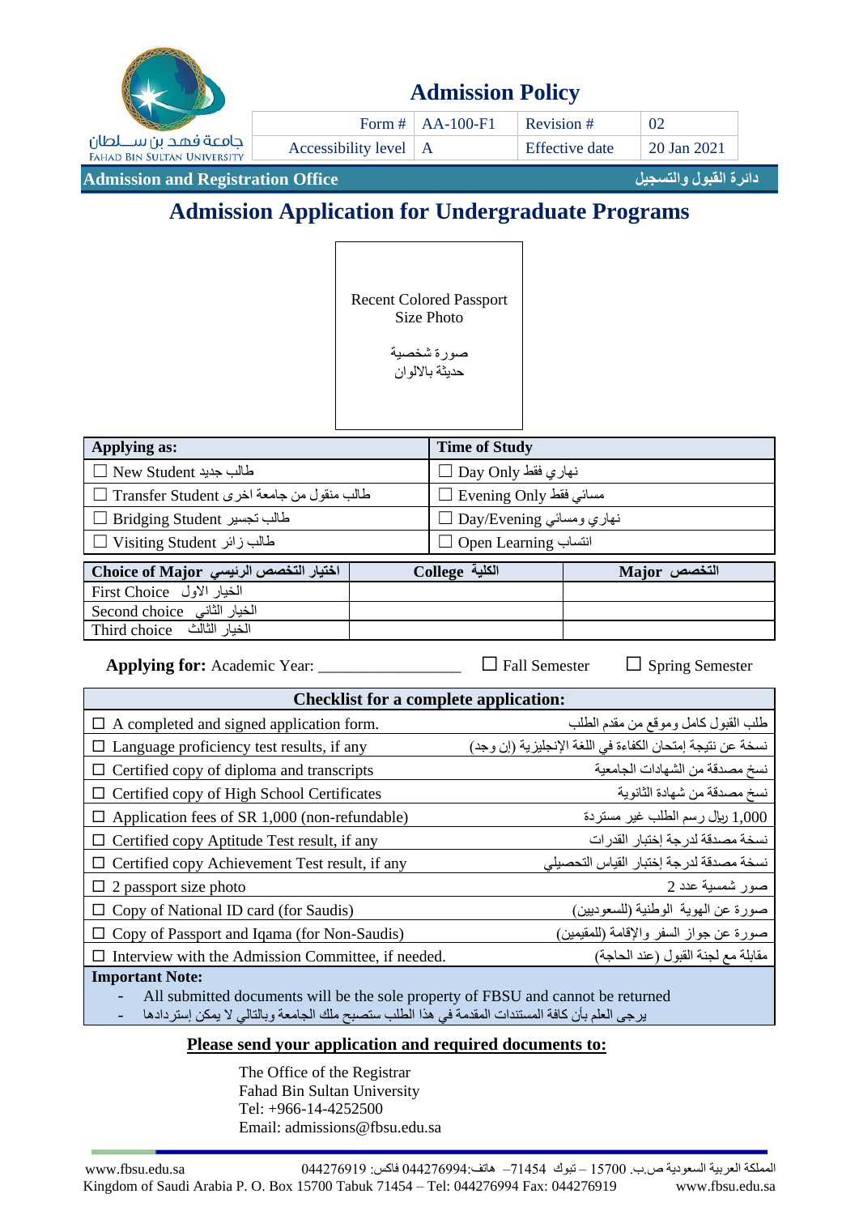جامعة فهد بن سلطان
FAHAD BIN SULTAN UNIVERSITY

# Admission Policy

| | | | |
|---|---|---|---|
| Form # | AA-100-F1 | Revision # | 02 |
| Accessibility level | A | Effective date | 20 Jan 2021 |

**Admission and Registration Office** **دائرة القبول والتسجيل**

## Admission Application for Undergraduate Programs

Recent Colored Passport Size Photo

صورة شخصية حديثة بالالوان

| Applying as: | Time of Study |
|---|---|
| ☐ New Student طالب جديد | ☐ Day Only نهاري فقط |
| ☐ Transfer Student طالب منقول من جامعة اخرى | ☐ Evening Only مسائي فقط |
| ☐ Bridging Student طالب تجسير | ☐ Day/Evening نهاري ومسائي |
| ☐ Visiting Student طالب زائر | ☐ Open Learning انتساب |

| Choice of Major اختيار التخصص الرئيسي | College الكلية | Major التخصص |
|---|---|---|
| First Choice الخيار الاول | | |
| Second choice الخيار الثاني | | |
| Third choice الخيار الثالث | | |

**Applying for:** Academic Year: _________________ ☐ Fall Semester ☐ Spring Semester

| Checklist for a complete application: | |
|---|---|
| ☐ A completed and signed application form. | طلب القبول كامل وموقع من مقدم الطلب |
| ☐ Language proficiency test results, if any | نسخة عن نتيجة إمتحان الكفاءة في اللغة الإنجليزية (إن وجد) |
| ☐ Certified copy of diploma and transcripts | نسخ مصدقة من الشهادات الجامعية |
| ☐ Certified copy of High School Certificates | نسخ مصدقة من شهادة الثانوية |
| ☐ Application fees of SR 1,000 (non-refundable) | 1,000 ريال رسم الطلب غير مستردة |
| ☐ Certified copy Aptitude Test result, if any | نسخة مصدقة لدرجة إختبار القدرات |
| ☐ Certified copy Achievement Test result, if any | نسخة مصدقة لدرجة إختبار القياس التحصيلي |
| ☐ 2 passport size photo | صور شمسية عدد 2 |
| ☐ Copy of National ID card (for Saudis) | صورة عن الهوية الوطنية (للسعوديين) |
| ☐ Copy of Passport and Iqama (for Non-Saudis) | صورة عن جواز السفر والإقامة (للمقيمين) |
| ☐ Interview with the Admission Committee, if needed. | مقابلة مع لجنة القبول (عند الحاجة) |

**Important Note:**

- All submitted documents will be the sole property of FBSU and cannot be returned
- يرجى العلم بأن كافة المستندات المقدمة في هذا الطلب ستصبح ملك الجامعة وبالتالي لا يمكن إستردادها

**Please send your application and required documents to:**

The Office of the Registrar
Fahad Bin Sultan University
Tel: +966-14-4252500
Email: admissions@fbsu.edu.sa

المملكة العربية السعودية ص.ب. 15700 – تبوك 71454– هاتف:044276994 فاكس: 044276919 www.fbsu.edu.sa
Kingdom of Saudi Arabia P. O. Box 15700 Tabuk 71454 – Tel: 044276994 Fax: 044276919 www.fbsu.edu.sa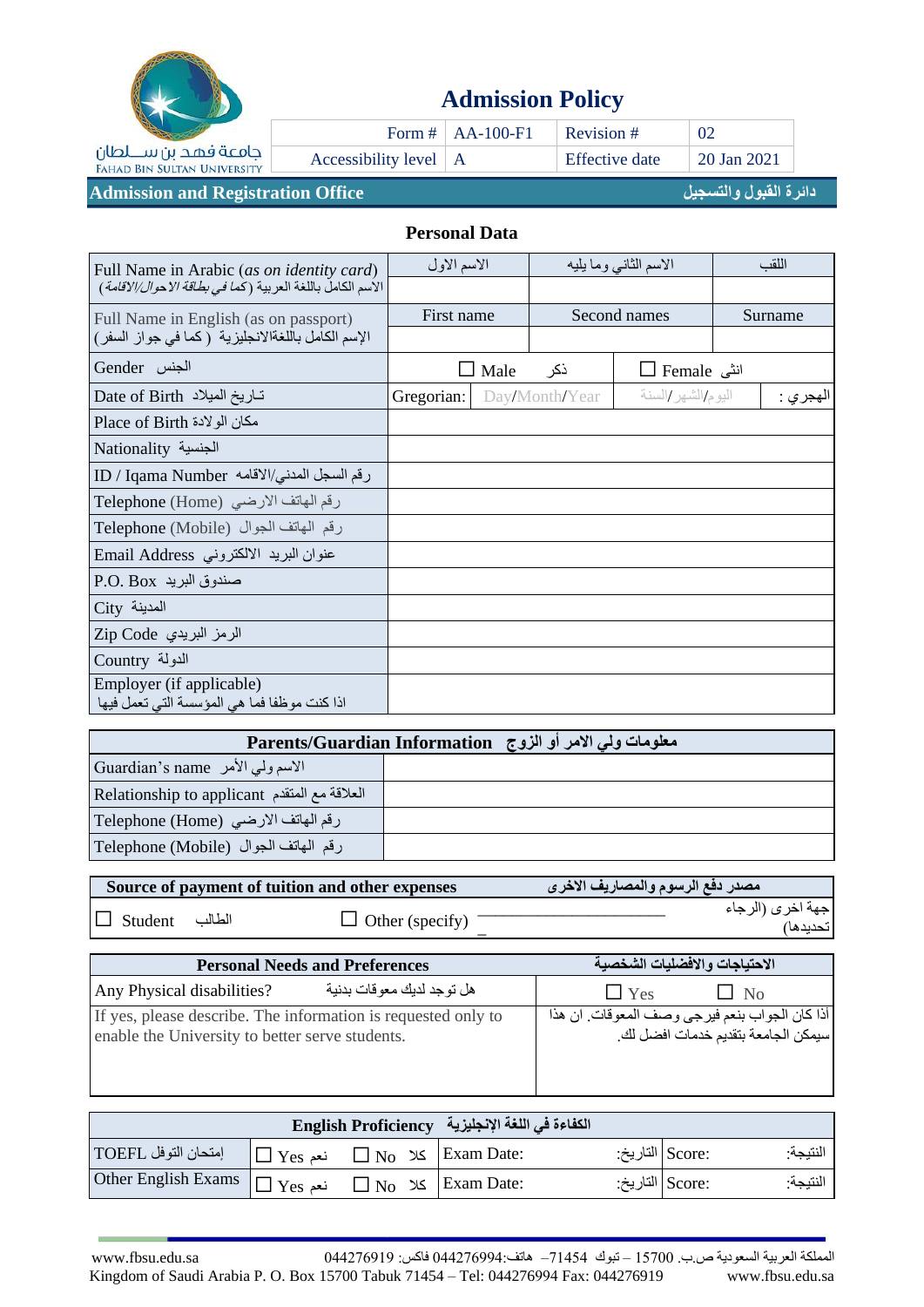جامعة فهد بن سلطان
FAHAD BIN SULTAN UNIVERSITY

# Admission Policy

| Form # | AA-100-F1 | Revision # | 02 |
|---|---|---|---|
| Accessibility level | A | Effective date | 20 Jan 2021 |

**Admission and Registration Office** **دائرة القبول والتسجيل**

## Personal Data

| | الاسم الاول | الاسم الثاني وما يليه | اللقب |
|---|---|---|---|
| Full Name in Arabic (*as on identity card*) الاسم الكامل باللغة العربية (*كما في بطاقة الاحوال/الاقامة*) | | | |
| Full Name in English (as on passport) الإسم الكامل باللغةالانجليزية ( كما في جواز السفر) | First name | Second names | Surname |
| | | | |
| Gender الجنس | ☐ Male ذكر | | ☐ Female انثى |
| Date of Birth تـاريخ الميلاد | Gregorian: Day/Month/Year | | اليوم/الشهر/السنة الهجري : |
| Place of Birth مكان الولادة | | | |
| Nationality الجنسية | | | |
| ID / Iqama Number رقم السجل المدني/الاقامه | | | |
| Telephone (Home) رقم الهاتف الارضي | | | |
| Telephone (Mobile) رقم الهاتف الجوال | | | |
| Email Address عنوان البريد الالكتروني | | | |
| P.O. Box صندوق البريد | | | |
| City المدينة | | | |
| Zip Code الرمز البريدي | | | |
| Country الدولة | | | |
| Employer (if applicable) اذا كنت موظفا فما هي المؤسسة التي تعمل فيها | | | |

| **Parents/Guardian Information معلومات ولي الامر أو الزوج** | |
|---|---|
| Guardian's name الاسم ولي الأمر | |
| Relationship to applicant العلاقة مع المتقدم | |
| Telephone (Home) رقم الهاتف الارضي | |
| Telephone (Mobile) رقم الهاتف الجوال | |

| **Source of payment of tuition and other expenses** | **مصدر دفع الرسوم والمصاريف الاخرى** |
|---|---|
| ☐ Student الطالب | ☐ Other (specify) ______________________ جهة اخرى (الرجاء تحديدها) |

| **Personal Needs and Preferences** | **الاحتياجات والافضليات الشخصية** |
|---|---|
| Any Physical disabilities? هل توجد لديك معوقات بدنية | ☐ Yes ☐ No |
| If yes, please describe. The information is requested only to enable the University to better serve students. | أذا كان الجواب بنعم فيرجى وصف المعوقات. ان هذا سيمكن الجامعة بتقديم خدمات افضل لك. |

| **English Proficiency الكفاءة في اللغة الإنجليزية** | | | |
|---|---|---|---|
| TOEFL إمتحان التوفل | ☐ Yes نعم ☐ No كلا | Exam Date: التاريخ: | Score: النتيجة: |
| Other English Exams | ☐ Yes نعم ☐ No كلا | Exam Date: التاريخ: | Score: النتيجة: |

المملكة العربية السعودية ص.ب. 15700 – تبوك 71454– هاتف:044276994 فاكس: 044276919 www.fbsu.edu.sa
Kingdom of Saudi Arabia P. O. Box 15700 Tabuk 71454 – Tel: 044276994 Fax: 044276919 www.fbsu.edu.sa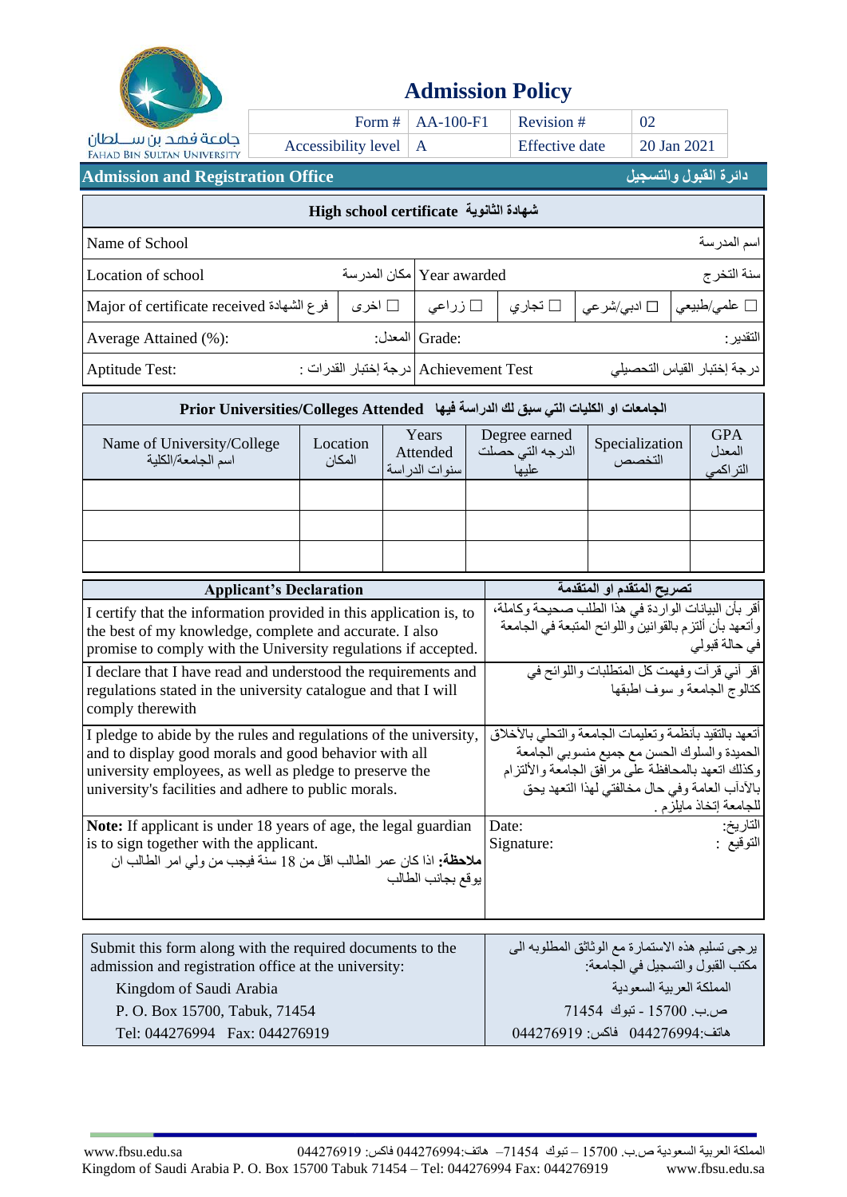جامعة فهد بن سلطان
FAHAD BIN SULTAN UNIVERSITY

# Admission Policy

| Form # | AA-100-F1 | Revision # | 02 |
|---|---|---|---|
| Accessibility level | A | Effective date | 20 Jan 2021 |

## Admission and Registration Office دائرة القبول والتسجيل

### High school certificate شهادة الثانوية

| | |
|---|---|
| Name of School | اسم المدرسة |
| Location of school مكان المدرسة | Year awarded سنة التخرج |
| Major of certificate received فرع الشهادة | ☐ اخرى ☐ زراعي ☐ تجاري ☐ ادبي/شرعي ☐ علمي/طبيعي |
| Average Attained (%): المعدل: | Grade: التقدير: |
| Aptitude Test: درجة إختبار القدرات : | Achievement Test درجة إختبار القياس التحصيلي |

### Prior Universities/Colleges Attended الجامعات او الكليات التي سبق لك الدراسة فيها

| Name of University/College اسم الجامعة/الكلية | Location المكان | Years Attended سنوات الدراسة | Degree earned الدرجه التي حصلت عليها | Specialization التخصص | GPA المعدل التراكمي |
|---|---|---|---|---|---|
| | | | | | |
| | | | | | |
| | | | | | |

| Applicant's Declaration | تصريح المتقدم او المتقدمة |
|---|---|
| I certify that the information provided in this application is, to the best of my knowledge, complete and accurate. I also promise to comply with the University regulations if accepted. | أقر بأن البيانات الواردة في هذا الطلب صحيحة وكاملة، وأتعهد بأن ألتزم بالقوانين واللوائح المتبعة في الجامعة في حالة قبولي |
| I declare that I have read and understood the requirements and regulations stated in the university catalogue and that I will comply therewith | اقر أني قرأت وفهمت كل المتطلبات واللوائح في كتالوج الجامعة و سوف اطبقها |
| I pledge to abide by the rules and regulations of the university, and to display good morals and good behavior with all university employees, as well as pledge to preserve the university's facilities and adhere to public morals. | أتعهد بالتقيد بأنظمة وتعليمات الجامعة والتحلي بالأخلاق الحميدة والسلوك الحسن مع جميع منسوبي الجامعة وكذلك اتعهد بالمحافظة على مرافق الجامعة والألتزام بالأداب العامة وفي حال مخالفتي لهذا التعهد يحق للجامعة إتخاذ مايلزم . |
| **Note:** If applicant is under 18 years of age, the legal guardian is to sign together with the applicant. **ملاحظة:** اذا كان عمر الطالب اقل من 18 سنة فيجب من ولي امر الطالب ان يوقع بجانب الطالب | Date: التاريخ: Signature: التوقيع : |

| | |
|---|---|
| Submit this form along with the required documents to the admission and registration office at the university: Kingdom of Saudi Arabia P. O. Box 15700, Tabuk, 71454 Tel: 044276994 Fax: 044276919 | يرجى تسليم هذه الاستمارة مع الوثائق المطلوبه الى مكتب القبول والتسجيل في الجامعة: المملكة العربية السعودية ص.ب. 15700 - تبوك 71454 هاتف:044276994 فاكس: 044276919 |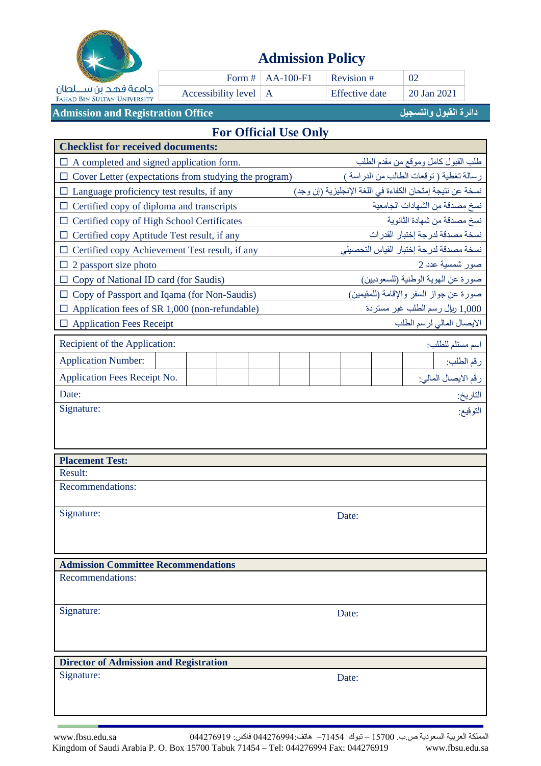# Admission Policy

| | | | |
|---|---|---|---|
| Form # | AA-100-F1 | Revision # | 02 |
| Accessibility level | A | Effective date | 20 Jan 2021 |

جامعة فهد بن سلطان
FAHAD BIN SULTAN UNIVERSITY

**Admission and Registration Office** **دائرة القبول والتسجيل**

## For Official Use Only

| **Checklist for received documents:** | |
|---|---|
| ☐ A completed and signed application form. | طلب القبول كامل وموقع من مقدم الطلب |
| ☐ Cover Letter (expectations from studying the program) | رسالة تغطية ( توقعات الطالب من الدراسة ) |
| ☐ Language proficiency test results, if any | نسخة عن نتيجة إمتحان الكفاءة في اللغة الإنجليزية (إن وجد) |
| ☐ Certified copy of diploma and transcripts | نسخ مصدقة من الشهادات الجامعية |
| ☐ Certified copy of High School Certificates | نسخ مصدقة من شهادة الثانوية |
| ☐ Certified copy Aptitude Test result, if any | نسخة مصدقة لدرجة إختبار القدرات |
| ☐ Certified copy Achievement Test result, if any | نسخة مصدقة لدرجة إختبار القياس التحصيلي |
| ☐ 2 passport size photo | صور شمسية عدد 2 |
| ☐ Copy of National ID card (for Saudis) | صورة عن الهوية الوطنية (للسعوديين) |
| ☐ Copy of Passport and Iqama (for Non-Saudis) | صورة عن جواز السفر والإقامة (للمقيمين) |
| ☐ Application fees of SR 1,000 (non-refundable) | 1,000 ريال رسم الطلب غير مستردة |
| ☐ Application Fees Receipt | الايصال المالي لرسم الطلب |

| | | | | | | | | | | |
|---|---|---|---|---|---|---|---|---|---|---|
| Recipient of the Application: | | | | | | | | | | اسم مستلم للطلب: |
| Application Number: | | | | | | | | | | رقم الطلب: |
| Application Fees Receipt No. | | | | | | | | | | رقم الايصال المالي: |
| Date: | | | | | | | | | | التاريخ: |
| Signature: | | | | | | | | | | التوقيع: |

| **Placement Test:** | |
|---|---|
| Result: | |
| Recommendations: | |
| Signature: | Date: |

| **Admission Committee Recommendations** | |
|---|---|
| Recommendations: | |
| Signature: | Date: |

| **Director of Admission and Registration** | |
|---|---|
| Signature: | Date: |

www.fbsu.edu.sa المملكة العربية السعودية ص.ب. 15700 – تبوك 71454– هاتف:044276994 فاكس: 044276919

Kingdom of Saudi Arabia P. O. Box 15700 Tabuk 71454 – Tel: 044276994 Fax: 044276919 www.fbsu.edu.sa